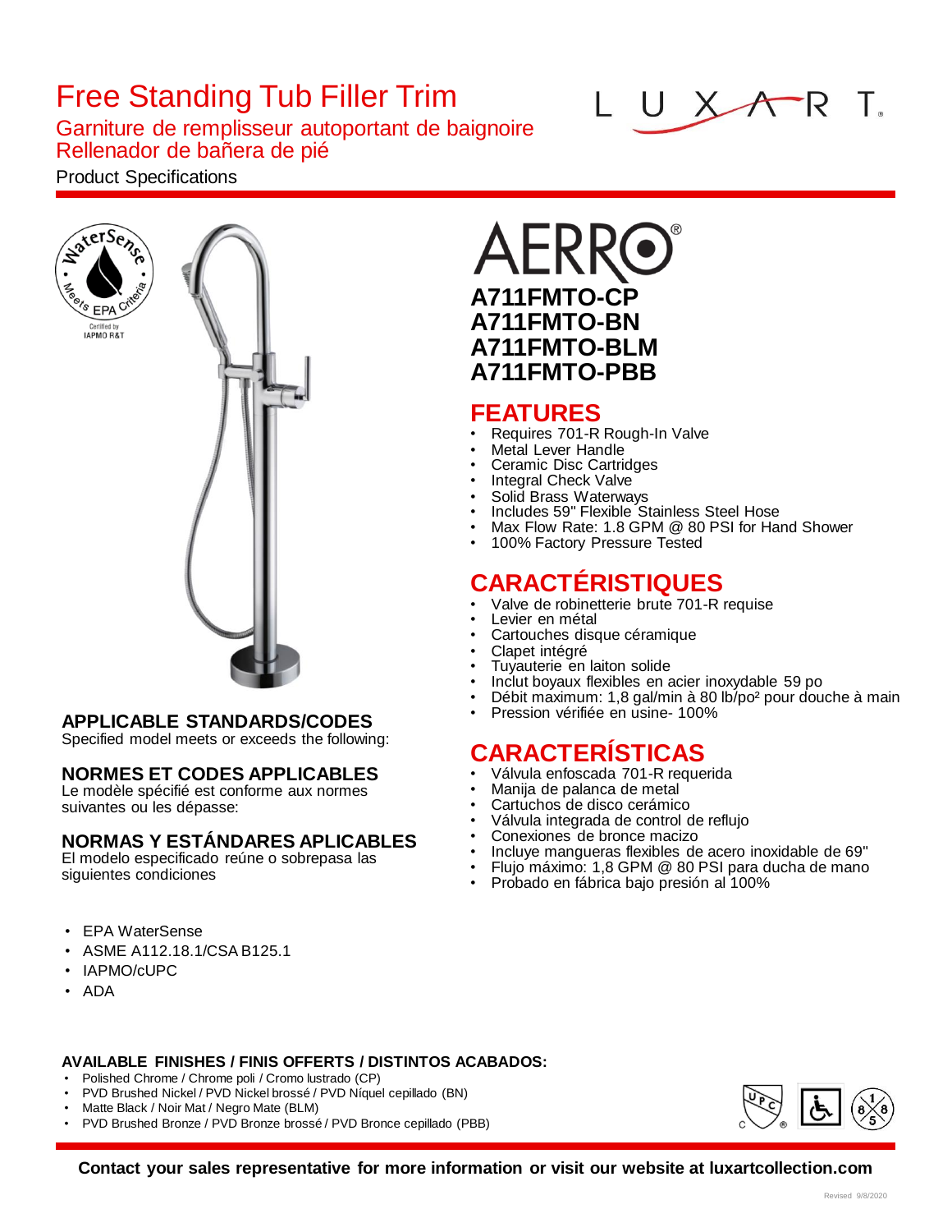# Free Standing Tub Filler Trim

## Garniture de remplisseur autoportant de baignoire
## Rellenador de bañera de pié

Product Specifications

WaterSense — Meets EPA Criteria — Certified by IAPMO R&T

## AERRO®

**A711FMTO-CP**
**A711FMTO-BN**
**A711FMTO-BLM**
**A711FMTO-PBB**

## FEATURES

- Requires 701-R Rough-In Valve
- Metal Lever Handle
- Ceramic Disc Cartridges
- Integral Check Valve
- Solid Brass Waterways
- Includes 59" Flexible Stainless Steel Hose
- Max Flow Rate: 1.8 GPM @ 80 PSI for Hand Shower
- 100% Factory Pressure Tested

## CARACTÉRISTIQUES

- Valve de robinetterie brute 701-R requise
- Levier en métal
- Cartouches disque céramique
- Clapet intégré
- Tuyauterie en laiton solide
- Inclut boyaux flexibles en acier inoxydable 59 po
- Débit maximum: 1,8 gal/min à 80 lb/po² pour douche à main
- Pression vérifiée en usine- 100%

## CARACTERÍSTICAS

- Válvula enfoscada 701-R requerida
- Manija de palanca de metal
- Cartuchos de disco cerámico
- Válvula integrada de control de reflujo
- Conexiones de bronce macizo
- Incluye mangueras flexibles de acero inoxidable de 69"
- Flujo máximo: 1,8 GPM @ 80 PSI para ducha de mano
- Probado en fábrica bajo presión al 100%

### APPLICABLE STANDARDS/CODES

Specified model meets or exceeds the following:

### NORMES ET CODES APPLICABLES

Le modèle spécifié est conforme aux normes suivantes ou les dépasse:

### NORMAS Y ESTÁNDARES APLICABLES

El modelo especificado reúne o sobrepasa las siguientes condiciones

- EPA WaterSense
- ASME A112.18.1/CSA B125.1
- IAPMO/cUPC
- ADA

### AVAILABLE FINISHES / FINIS OFFERTS / DISTINTOS ACABADOS:

- Polished Chrome / Chrome poli / Cromo lustrado (CP)
- PVD Brushed Nickel / PVD Nickel brossé / PVD Níquel cepillado (BN)
- Matte Black / Noir Mat / Negro Mate (BLM)
- PVD Brushed Bronze / PVD Bronze brossé / PVD Bronce cepillado (PBB)

**Contact your sales representative for more information or visit our website at luxartcollection.com**

Revised 9/8/2020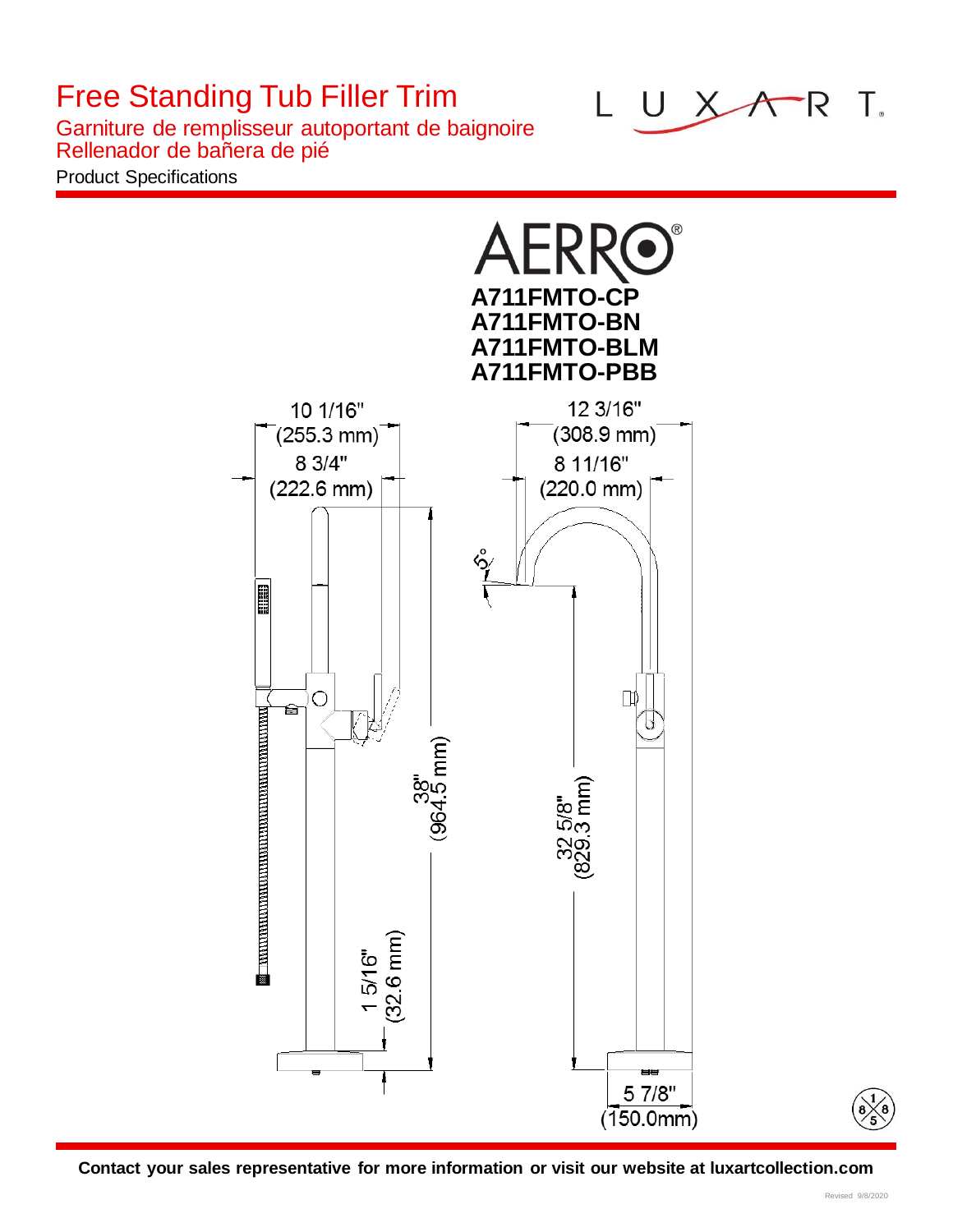# Free Standing Tub Filler Trim

Garniture de remplisseur autoportant de baignoire
Rellenador de bañera de pié

Product Specifications

LUXART

AERRO®

**A711FMTO-CP**
**A711FMTO-BN**
**A711FMTO-BLM**
**A711FMTO-PBB**

10 1/16"
(255.3 mm)
8 3/4"
(222.6 mm)
38"
(964.5 mm)
1 5/16"
(32.6 mm)

12 3/16"
(308.9 mm)
8 11/16"
(220.0 mm)
5°
32 5/8"
(829.3 mm)
5 7/8"
(150.0mm)

**Contact your sales representative for more information or visit our website at luxartcollection.com**

Revised 9/8/2020